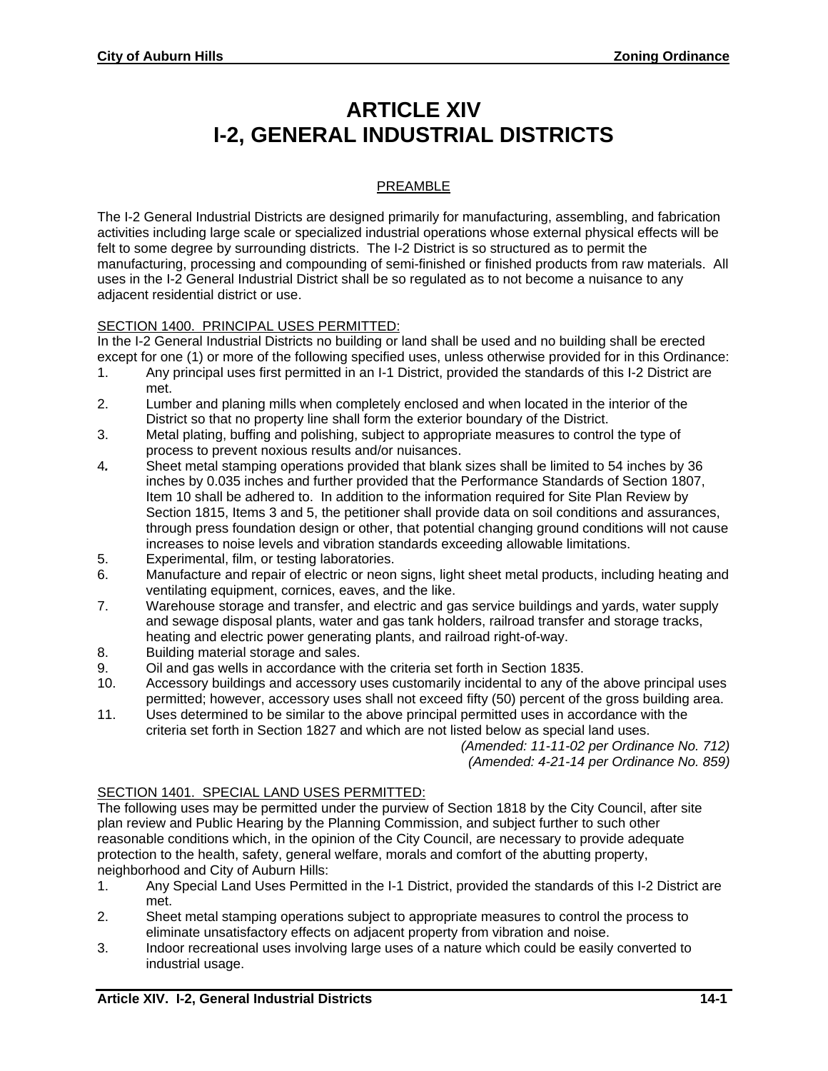# ARTICLE XIV
# I-2, GENERAL INDUSTRIAL DISTRICTS

## PREAMBLE

The I-2 General Industrial Districts are designed primarily for manufacturing, assembling, and fabrication activities including large scale or specialized industrial operations whose external physical effects will be felt to some degree by surrounding districts. The I-2 District is so structured as to permit the manufacturing, processing and compounding of semi-finished or finished products from raw materials. All uses in the I-2 General Industrial District shall be so regulated as to not become a nuisance to any adjacent residential district or use.

SECTION 1400. PRINCIPAL USES PERMITTED:
In the I-2 General Industrial Districts no building or land shall be used and no building shall be erected except for one (1) or more of the following specified uses, unless otherwise provided for in this Ordinance:

1. Any principal uses first permitted in an I-1 District, provided the standards of this I-2 District are met.
2. Lumber and planing mills when completely enclosed and when located in the interior of the District so that no property line shall form the exterior boundary of the District.
3. Metal plating, buffing and polishing, subject to appropriate measures to control the type of process to prevent noxious results and/or nuisances.
4. Sheet metal stamping operations provided that blank sizes shall be limited to 54 inches by 36 inches by 0.035 inches and further provided that the Performance Standards of Section 1807, Item 10 shall be adhered to. In addition to the information required for Site Plan Review by Section 1815, Items 3 and 5, the petitioner shall provide data on soil conditions and assurances, through press foundation design or other, that potential changing ground conditions will not cause increases to noise levels and vibration standards exceeding allowable limitations.
5. Experimental, film, or testing laboratories.
6. Manufacture and repair of electric or neon signs, light sheet metal products, including heating and ventilating equipment, cornices, eaves, and the like.
7. Warehouse storage and transfer, and electric and gas service buildings and yards, water supply and sewage disposal plants, water and gas tank holders, railroad transfer and storage tracks, heating and electric power generating plants, and railroad right-of-way.
8. Building material storage and sales.
9. Oil and gas wells in accordance with the criteria set forth in Section 1835.
10. Accessory buildings and accessory uses customarily incidental to any of the above principal uses permitted; however, accessory uses shall not exceed fifty (50) percent of the gross building area.
11. Uses determined to be similar to the above principal permitted uses in accordance with the criteria set forth in Section 1827 and which are not listed below as special land uses.

*(Amended: 11-11-02 per Ordinance No. 712)*
*(Amended: 4-21-14 per Ordinance No. 859)*

SECTION 1401. SPECIAL LAND USES PERMITTED:
The following uses may be permitted under the purview of Section 1818 by the City Council, after site plan review and Public Hearing by the Planning Commission, and subject further to such other reasonable conditions which, in the opinion of the City Council, are necessary to provide adequate protection to the health, safety, general welfare, morals and comfort of the abutting property, neighborhood and City of Auburn Hills:

1. Any Special Land Uses Permitted in the I-1 District, provided the standards of this I-2 District are met.
2. Sheet metal stamping operations subject to appropriate measures to control the process to eliminate unsatisfactory effects on adjacent property from vibration and noise.
3. Indoor recreational uses involving large uses of a nature which could be easily converted to industrial usage.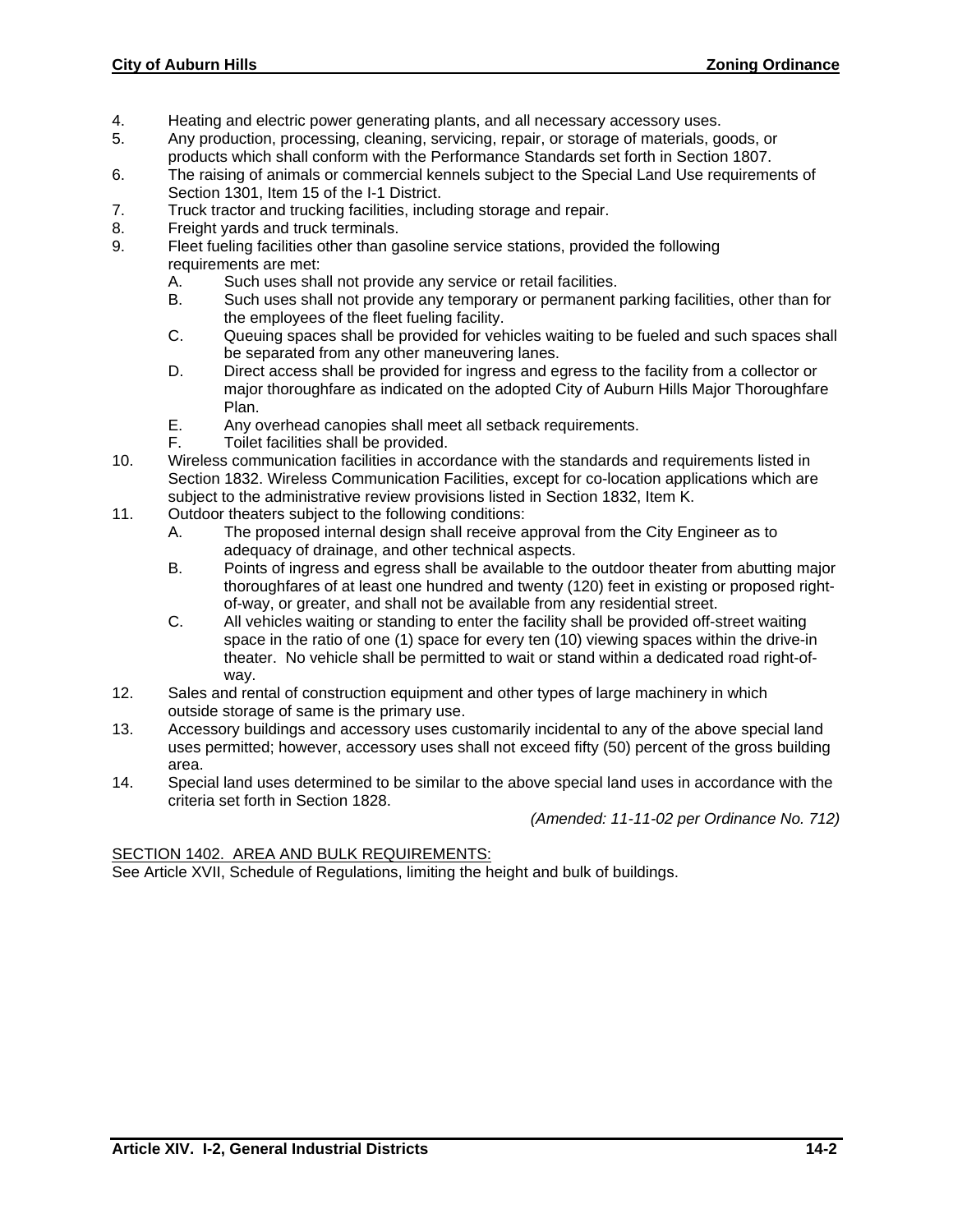4. Heating and electric power generating plants, and all necessary accessory uses.
5. Any production, processing, cleaning, servicing, repair, or storage of materials, goods, or products which shall conform with the Performance Standards set forth in Section 1807.
6. The raising of animals or commercial kennels subject to the Special Land Use requirements of Section 1301, Item 15 of the I-1 District.
7. Truck tractor and trucking facilities, including storage and repair.
8. Freight yards and truck terminals.
9. Fleet fueling facilities other than gasoline service stations, provided the following requirements are met:
   A. Such uses shall not provide any service or retail facilities.
   B. Such uses shall not provide any temporary or permanent parking facilities, other than for the employees of the fleet fueling facility.
   C. Queuing spaces shall be provided for vehicles waiting to be fueled and such spaces shall be separated from any other maneuvering lanes.
   D. Direct access shall be provided for ingress and egress to the facility from a collector or major thoroughfare as indicated on the adopted City of Auburn Hills Major Thoroughfare Plan.
   E. Any overhead canopies shall meet all setback requirements.
   F. Toilet facilities shall be provided.
10. Wireless communication facilities in accordance with the standards and requirements listed in Section 1832. Wireless Communication Facilities, except for co-location applications which are subject to the administrative review provisions listed in Section 1832, Item K.
11. Outdoor theaters subject to the following conditions:
    A. The proposed internal design shall receive approval from the City Engineer as to adequacy of drainage, and other technical aspects.
    B. Points of ingress and egress shall be available to the outdoor theater from abutting major thoroughfares of at least one hundred and twenty (120) feet in existing or proposed right-of-way, or greater, and shall not be available from any residential street.
    C. All vehicles waiting or standing to enter the facility shall be provided off-street waiting space in the ratio of one (1) space for every ten (10) viewing spaces within the drive-in theater. No vehicle shall be permitted to wait or stand within a dedicated road right-of-way.
12. Sales and rental of construction equipment and other types of large machinery in which outside storage of same is the primary use.
13. Accessory buildings and accessory uses customarily incidental to any of the above special land uses permitted; however, accessory uses shall not exceed fifty (50) percent of the gross building area.
14. Special land uses determined to be similar to the above special land uses in accordance with the criteria set forth in Section 1828.

*(Amended: 11-11-02 per Ordinance No. 712)*

SECTION 1402. AREA AND BULK REQUIREMENTS:

See Article XVII, Schedule of Regulations, limiting the height and bulk of buildings.